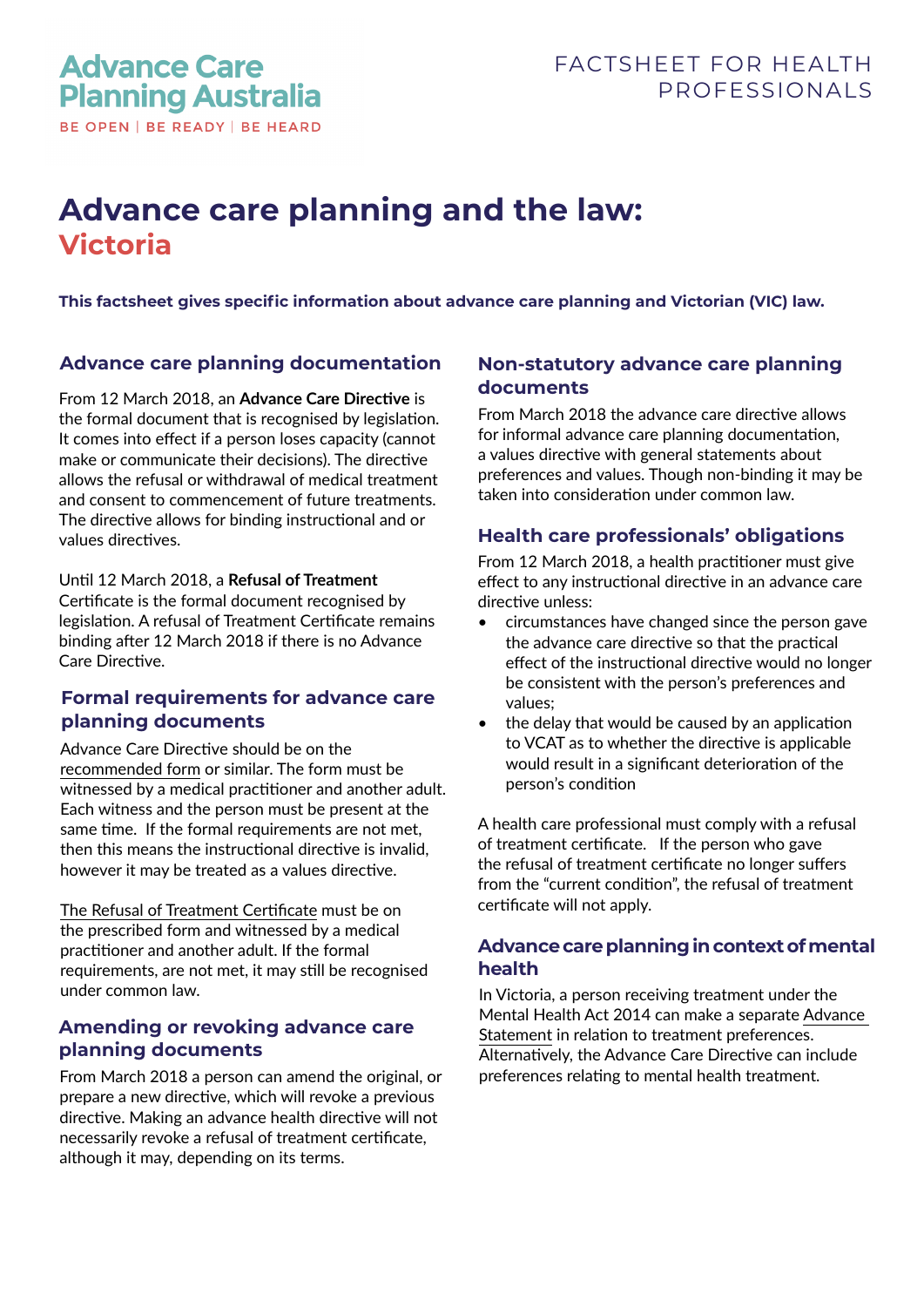Advance Care Planning Australia

BE OPEN | BE READY | BE HEARD

FACTSHEET FOR HEALTH PROFESSIONALS

# Advance care planning and the law: Victoria

**This factsheet gives specific information about advance care planning and Victorian (VIC) law.**

## Advance care planning documentation

From 12 March 2018, an **Advance Care Directive** is the formal document that is recognised by legislation. It comes into effect if a person loses capacity (cannot make or communicate their decisions). The directive allows the refusal or withdrawal of medical treatment and consent to commencement of future treatments. The directive allows for binding instructional and or values directives.

Until 12 March 2018, a **Refusal of Treatment** Certificate is the formal document recognised by legislation. A refusal of Treatment Certificate remains binding after 12 March 2018 if there is no Advance Care Directive.

## Formal requirements for advance care planning documents

Advance Care Directive should be on the recommended form or similar. The form must be witnessed by a medical practitioner and another adult. Each witness and the person must be present at the same time. If the formal requirements are not met, then this means the instructional directive is invalid, however it may be treated as a values directive.

The Refusal of Treatment Certificate must be on the prescribed form and witnessed by a medical practitioner and another adult. If the formal requirements, are not met, it may still be recognised under common law.

## Amending or revoking advance care planning documents

From March 2018 a person can amend the original, or prepare a new directive, which will revoke a previous directive. Making an advance health directive will not necessarily revoke a refusal of treatment certificate, although it may, depending on its terms.

## Non-statutory advance care planning documents

From March 2018 the advance care directive allows for informal advance care planning documentation, a values directive with general statements about preferences and values. Though non-binding it may be taken into consideration under common law.

## Health care professionals' obligations

From 12 March 2018, a health practitioner must give effect to any instructional directive in an advance care directive unless:

- circumstances have changed since the person gave the advance care directive so that the practical effect of the instructional directive would no longer be consistent with the person's preferences and values;
- the delay that would be caused by an application to VCAT as to whether the directive is applicable would result in a significant deterioration of the person's condition

A health care professional must comply with a refusal of treatment certificate. If the person who gave the refusal of treatment certificate no longer suffers from the "current condition", the refusal of treatment certificate will not apply.

## Advance care planning in context of mental health

In Victoria, a person receiving treatment under the Mental Health Act 2014 can make a separate Advance Statement in relation to treatment preferences. Alternatively, the Advance Care Directive can include preferences relating to mental health treatment.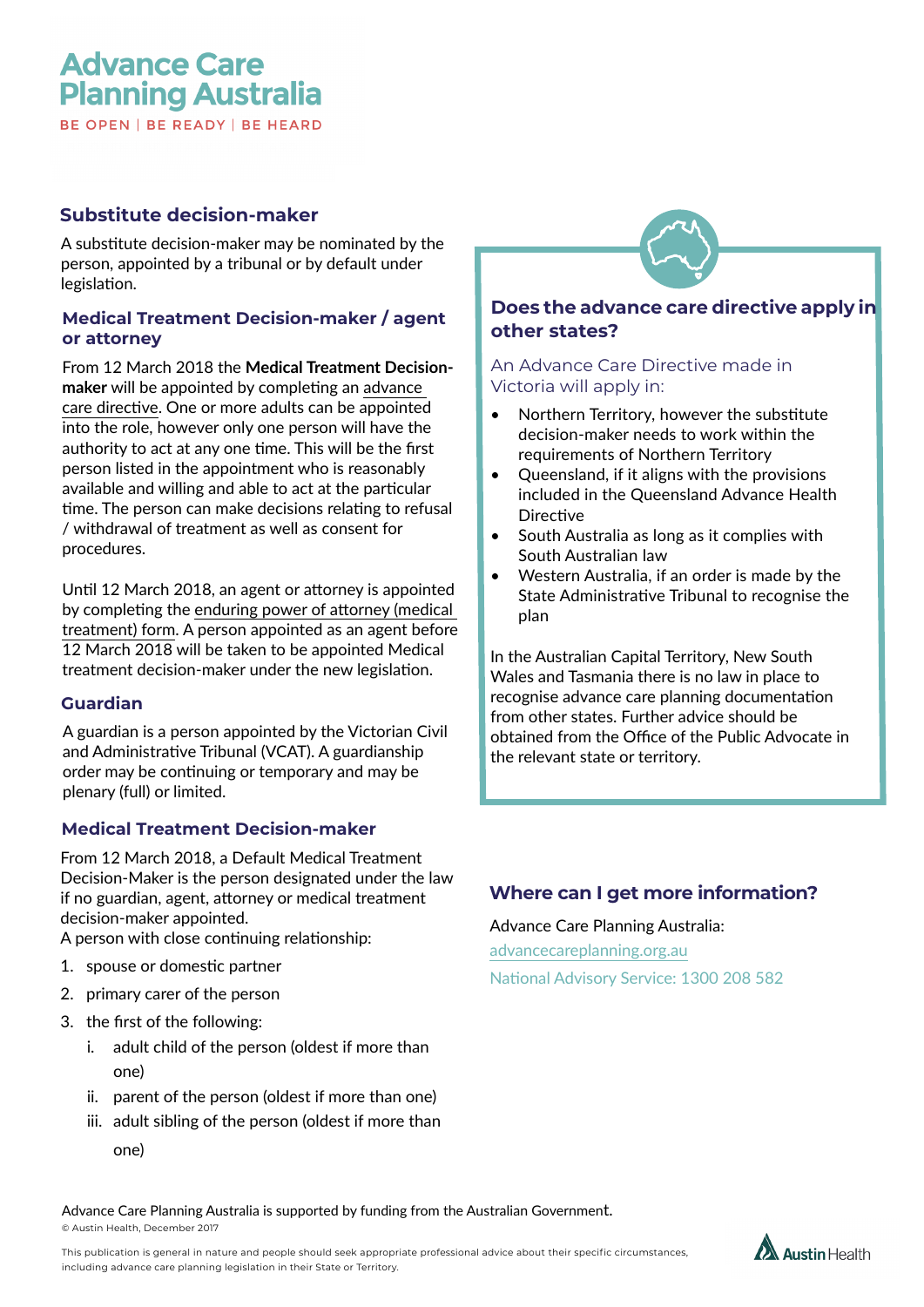# Advance Care Planning Australia

BE OPEN | BE READY | BE HEARD

## Substitute decision-maker

A substitute decision-maker may be nominated by the person, appointed by a tribunal or by default under legislation.

### Medical Treatment Decision-maker / agent or attorney

From 12 March 2018 the **Medical Treatment Decision-maker** will be appointed by completing an advance care directive. One or more adults can be appointed into the role, however only one person will have the authority to act at any one time. This will be the first person listed in the appointment who is reasonably available and willing and able to act at the particular time. The person can make decisions relating to refusal / withdrawal of treatment as well as consent for procedures.

Until 12 March 2018, an agent or attorney is appointed by completing the enduring power of attorney (medical treatment) form. A person appointed as an agent before 12 March 2018 will be taken to be appointed Medical treatment decision-maker under the new legislation.

### Guardian

A guardian is a person appointed by the Victorian Civil and Administrative Tribunal (VCAT). A guardianship order may be continuing or temporary and may be plenary (full) or limited.

### Medical Treatment Decision-maker

From 12 March 2018, a Default Medical Treatment Decision-Maker is the person designated under the law if no guardian, agent, attorney or medical treatment decision-maker appointed.
A person with close continuing relationship:

1. spouse or domestic partner
2. primary carer of the person
3. the first of the following:
   i. adult child of the person (oldest if more than one)
   ii. parent of the person (oldest if more than one)
   iii. adult sibling of the person (oldest if more than one)

## Does the advance care directive apply in other states?

An Advance Care Directive made in Victoria will apply in:

- Northern Territory, however the substitute decision-maker needs to work within the requirements of Northern Territory
- Queensland, if it aligns with the provisions included in the Queensland Advance Health Directive
- South Australia as long as it complies with South Australian law
- Western Australia, if an order is made by the State Administrative Tribunal to recognise the plan

In the Australian Capital Territory, New South Wales and Tasmania there is no law in place to recognise advance care planning documentation from other states. Further advice should be obtained from the Office of the Public Advocate in the relevant state or territory.

## Where can I get more information?

Advance Care Planning Australia:

advancecareplanning.org.au

National Advisory Service: 1300 208 582

Advance Care Planning Australia is supported by funding from the Australian Government.

© Austin Health, December 2017

This publication is general in nature and people should seek appropriate professional advice about their specific circumstances, including advance care planning legislation in their State or Territory.

Austin Health